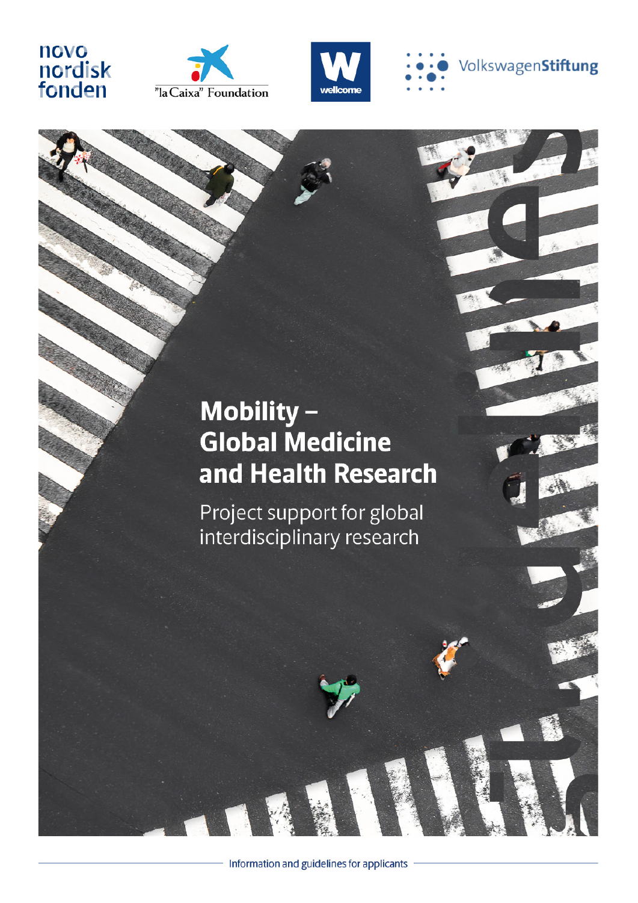novo nordisk fonden

"la Caixa" Foundation

wellcome

VolkswagenStiftung

# Mobility – Global Medicine and Health Research

Project support for global interdisciplinary research

Information and guidelines for applicants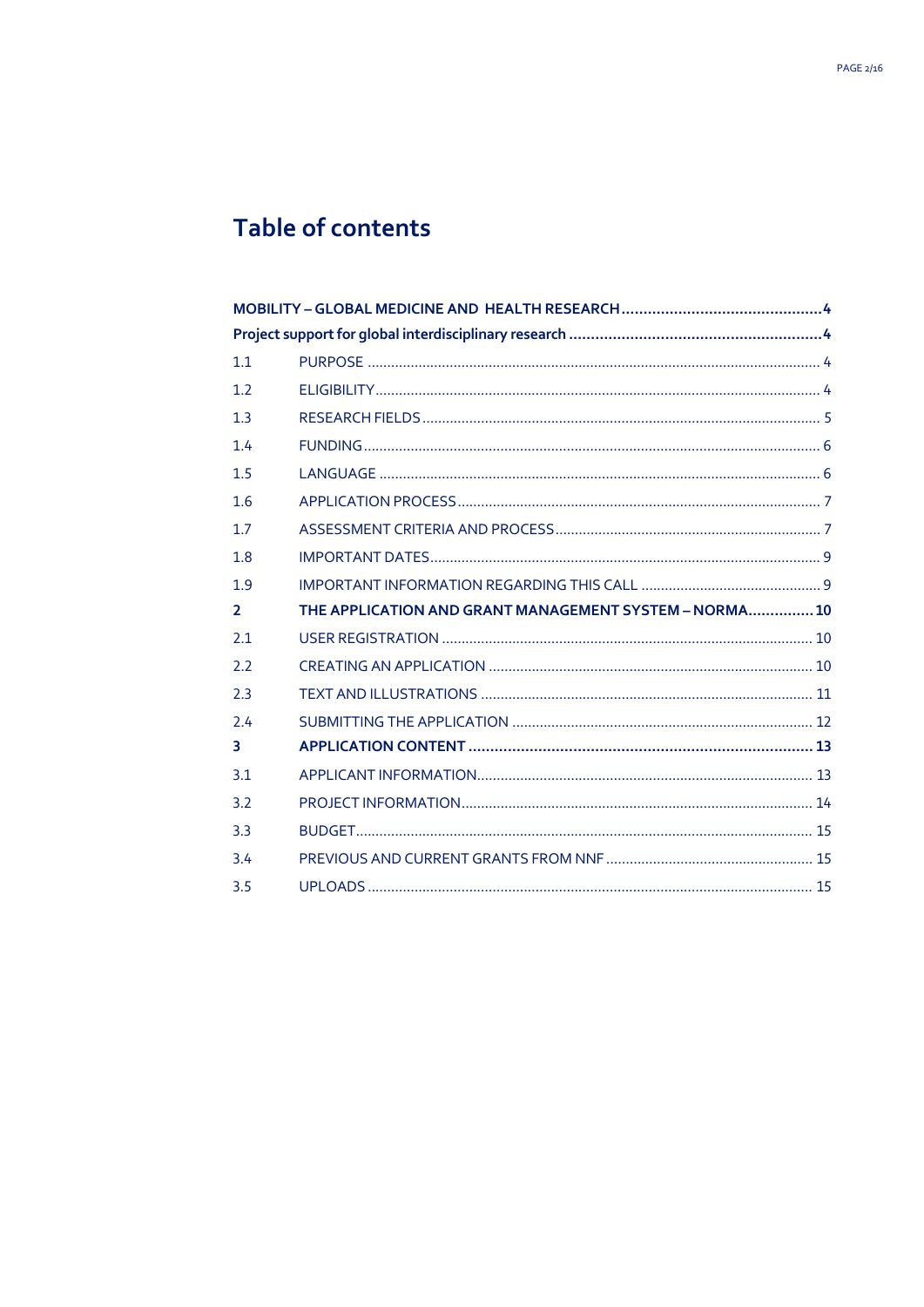# Table of contents

| | | |
|---|---|---|
| **MOBILITY – GLOBAL MEDICINE AND HEALTH RESEARCH** | | **4** |
| **Project support for global interdisciplinary research** | | **4** |
| 1.1 | PURPOSE | 4 |
| 1.2 | ELIGIBILITY | 4 |
| 1.3 | RESEARCH FIELDS | 5 |
| 1.4 | FUNDING | 6 |
| 1.5 | LANGUAGE | 6 |
| 1.6 | APPLICATION PROCESS | 7 |
| 1.7 | ASSESSMENT CRITERIA AND PROCESS | 7 |
| 1.8 | IMPORTANT DATES | 9 |
| 1.9 | IMPORTANT INFORMATION REGARDING THIS CALL | 9 |
| **2** | **THE APPLICATION AND GRANT MANAGEMENT SYSTEM – NORMA** | **10** |
| 2.1 | USER REGISTRATION | 10 |
| 2.2 | CREATING AN APPLICATION | 10 |
| 2.3 | TEXT AND ILLUSTRATIONS | 11 |
| 2.4 | SUBMITTING THE APPLICATION | 12 |
| **3** | **APPLICATION CONTENT** | **13** |
| 3.1 | APPLICANT INFORMATION | 13 |
| 3.2 | PROJECT INFORMATION | 14 |
| 3.3 | BUDGET | 15 |
| 3.4 | PREVIOUS AND CURRENT GRANTS FROM NNF | 15 |
| 3.5 | UPLOADS | 15 |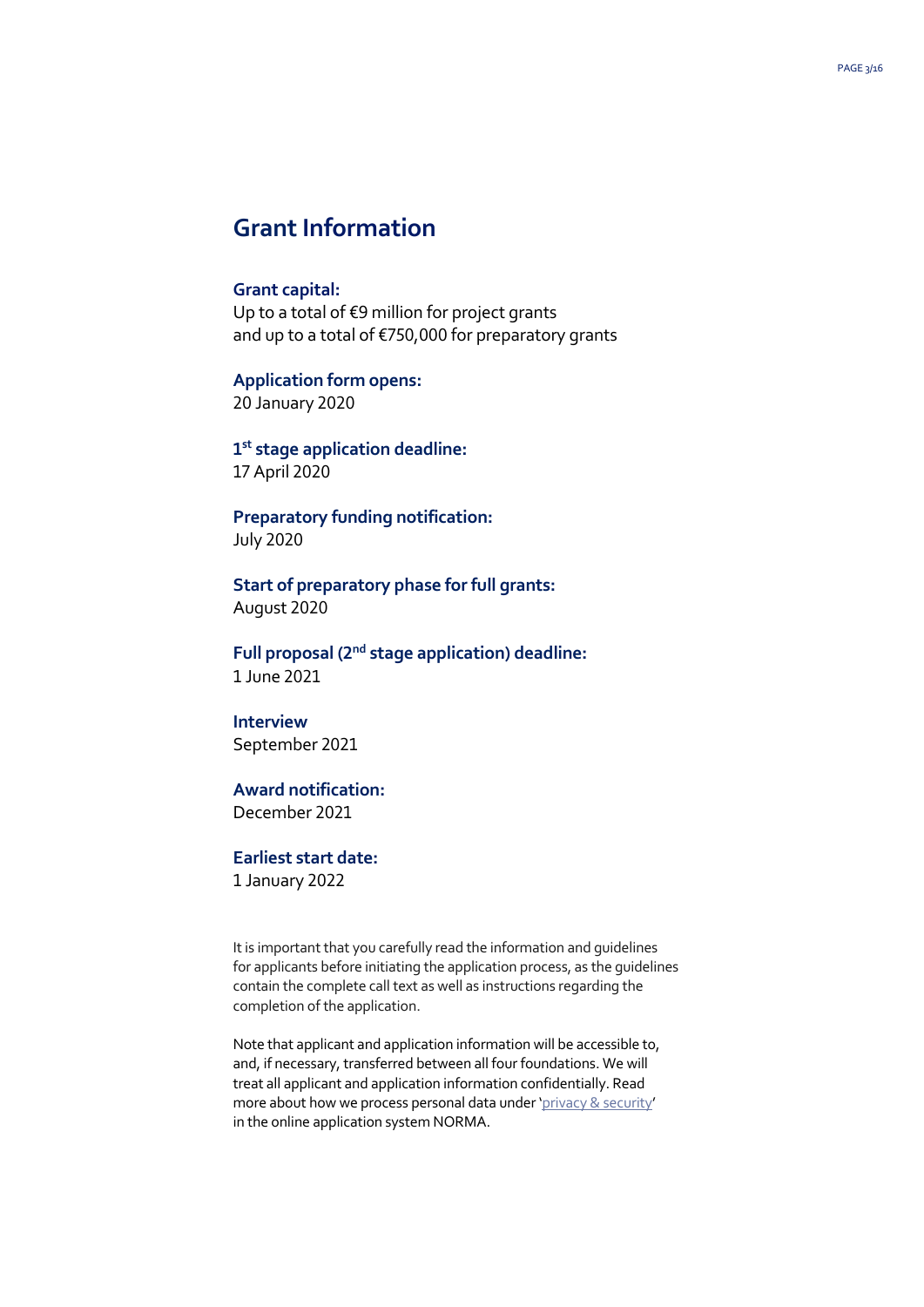## Grant Information

**Grant capital:**
Up to a total of €9 million for project grants
and up to a total of €750,000 for preparatory grants

**Application form opens:**
20 January 2020

**1st stage application deadline:**
17 April 2020

**Preparatory funding notification:**
July 2020

**Start of preparatory phase for full grants:**
August 2020

**Full proposal (2nd stage application) deadline:**
1 June 2021

**Interview**
September 2021

**Award notification:**
December 2021

**Earliest start date:**
1 January 2022

It is important that you carefully read the information and guidelines for applicants before initiating the application process, as the guidelines contain the complete call text as well as instructions regarding the completion of the application.

Note that applicant and application information will be accessible to, and, if necessary, transferred between all four foundations. We will treat all applicant and application information confidentially. Read more about how we process personal data under 'privacy & security' in the online application system NORMA.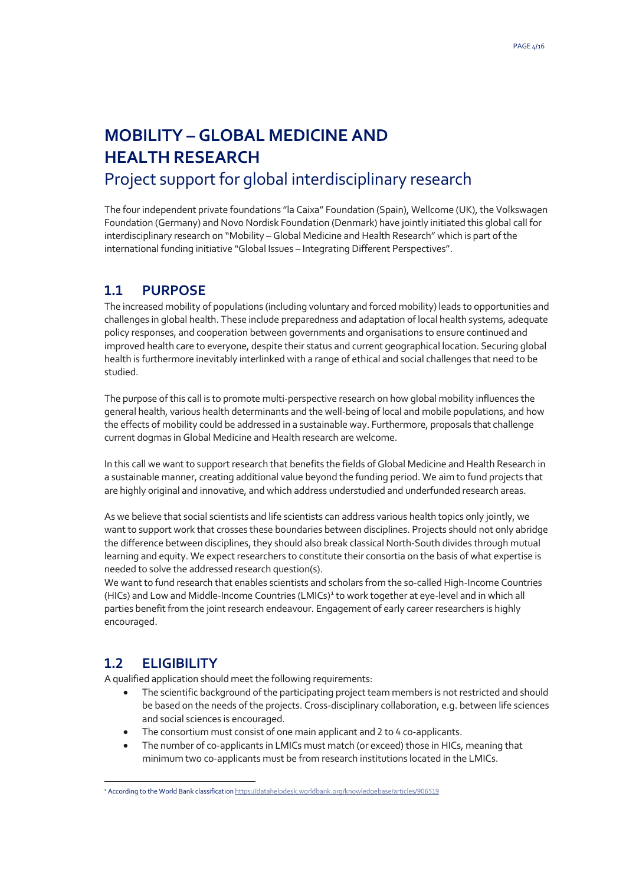# MOBILITY – GLOBAL MEDICINE AND HEALTH RESEARCH

Project support for global interdisciplinary research

The four independent private foundations "la Caixa" Foundation (Spain), Wellcome (UK), the Volkswagen Foundation (Germany) and Novo Nordisk Foundation (Denmark) have jointly initiated this global call for interdisciplinary research on "Mobility – Global Medicine and Health Research" which is part of the international funding initiative "Global Issues – Integrating Different Perspectives".

## 1.1 PURPOSE

The increased mobility of populations (including voluntary and forced mobility) leads to opportunities and challenges in global health. These include preparedness and adaptation of local health systems, adequate policy responses, and cooperation between governments and organisations to ensure continued and improved health care to everyone, despite their status and current geographical location. Securing global health is furthermore inevitably interlinked with a range of ethical and social challenges that need to be studied.

The purpose of this call is to promote multi-perspective research on how global mobility influences the general health, various health determinants and the well-being of local and mobile populations, and how the effects of mobility could be addressed in a sustainable way. Furthermore, proposals that challenge current dogmas in Global Medicine and Health research are welcome.

In this call we want to support research that benefits the fields of Global Medicine and Health Research in a sustainable manner, creating additional value beyond the funding period. We aim to fund projects that are highly original and innovative, and which address understudied and underfunded research areas.

As we believe that social scientists and life scientists can address various health topics only jointly, we want to support work that crosses these boundaries between disciplines. Projects should not only abridge the difference between disciplines, they should also break classical North-South divides through mutual learning and equity. We expect researchers to constitute their consortia on the basis of what expertise is needed to solve the addressed research question(s).
We want to fund research that enables scientists and scholars from the so-called High-Income Countries (HICs) and Low and Middle-Income Countries (LMICs)[1] to work together at eye-level and in which all parties benefit from the joint research endeavour. Engagement of early career researchers is highly encouraged.

## 1.2 ELIGIBILITY

A qualified application should meet the following requirements:

- The scientific background of the participating project team members is not restricted and should be based on the needs of the projects. Cross-disciplinary collaboration, e.g. between life sciences and social sciences is encouraged.
- The consortium must consist of one main applicant and 2 to 4 co-applicants.
- The number of co-applicants in LMICs must match (or exceed) those in HICs, meaning that minimum two co-applicants must be from research institutions located in the LMICs.

[1] According to the World Bank classification https://datahelpdesk.worldbank.org/knowledgebase/articles/906519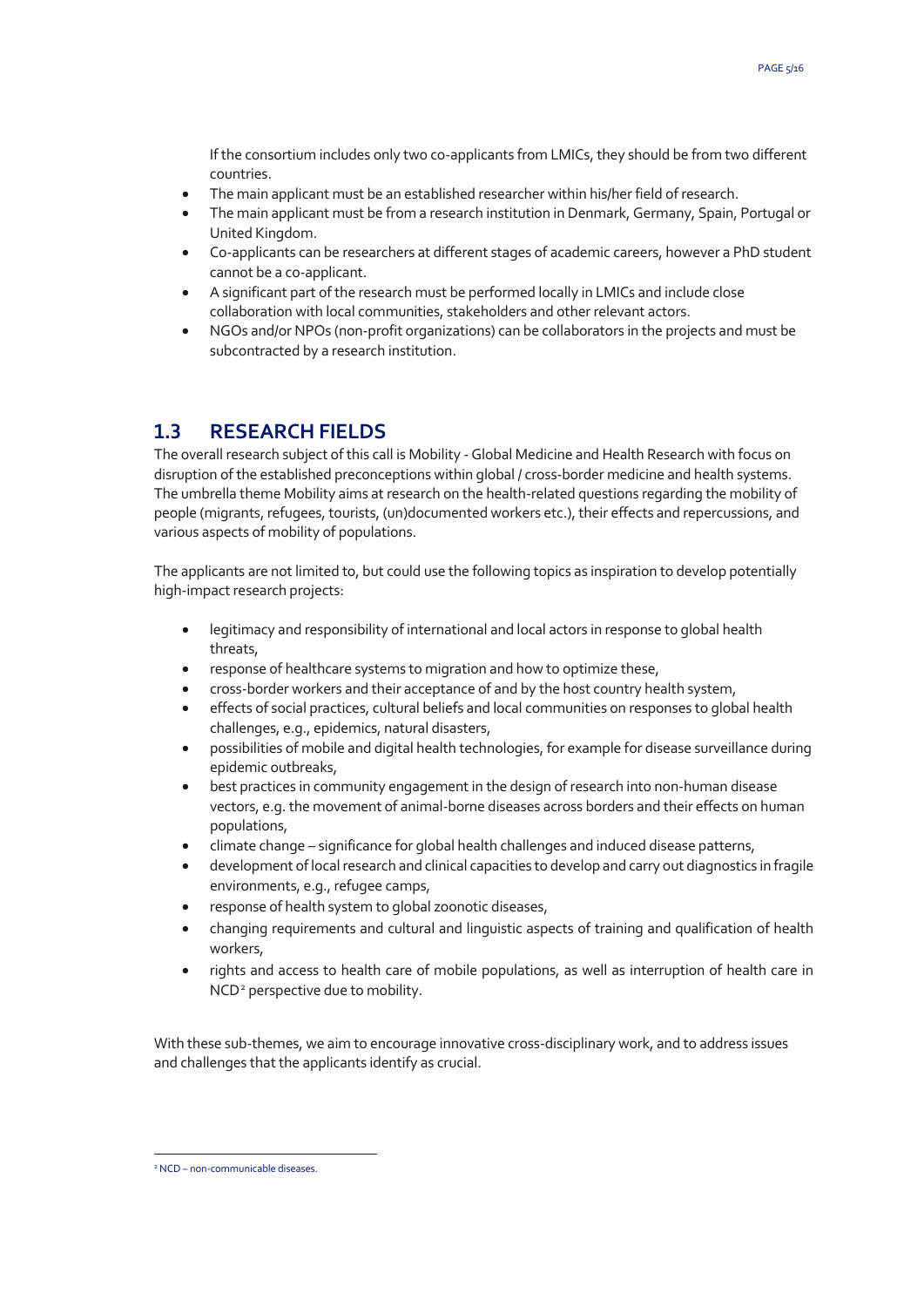If the consortium includes only two co-applicants from LMICs, they should be from two different countries.

- The main applicant must be an established researcher within his/her field of research.
- The main applicant must be from a research institution in Denmark, Germany, Spain, Portugal or United Kingdom.
- Co-applicants can be researchers at different stages of academic careers, however a PhD student cannot be a co-applicant.
- A significant part of the research must be performed locally in LMICs and include close collaboration with local communities, stakeholders and other relevant actors.
- NGOs and/or NPOs (non-profit organizations) can be collaborators in the projects and must be subcontracted by a research institution.

## 1.3 RESEARCH FIELDS

The overall research subject of this call is Mobility - Global Medicine and Health Research with focus on disruption of the established preconceptions within global / cross-border medicine and health systems. The umbrella theme Mobility aims at research on the health-related questions regarding the mobility of people (migrants, refugees, tourists, (un)documented workers etc.), their effects and repercussions, and various aspects of mobility of populations.

The applicants are not limited to, but could use the following topics as inspiration to develop potentially high-impact research projects:

- legitimacy and responsibility of international and local actors in response to global health threats,
- response of healthcare systems to migration and how to optimize these,
- cross-border workers and their acceptance of and by the host country health system,
- effects of social practices, cultural beliefs and local communities on responses to global health challenges, e.g., epidemics, natural disasters,
- possibilities of mobile and digital health technologies, for example for disease surveillance during epidemic outbreaks,
- best practices in community engagement in the design of research into non-human disease vectors, e.g. the movement of animal-borne diseases across borders and their effects on human populations,
- climate change – significance for global health challenges and induced disease patterns,
- development of local research and clinical capacities to develop and carry out diagnostics in fragile environments, e.g., refugee camps,
- response of health system to global zoonotic diseases,
- changing requirements and cultural and linguistic aspects of training and qualification of health workers,
- rights and access to health care of mobile populations, as well as interruption of health care in NCD[2] perspective due to mobility.

With these sub-themes, we aim to encourage innovative cross-disciplinary work, and to address issues and challenges that the applicants identify as crucial.

[2] NCD – non-communicable diseases.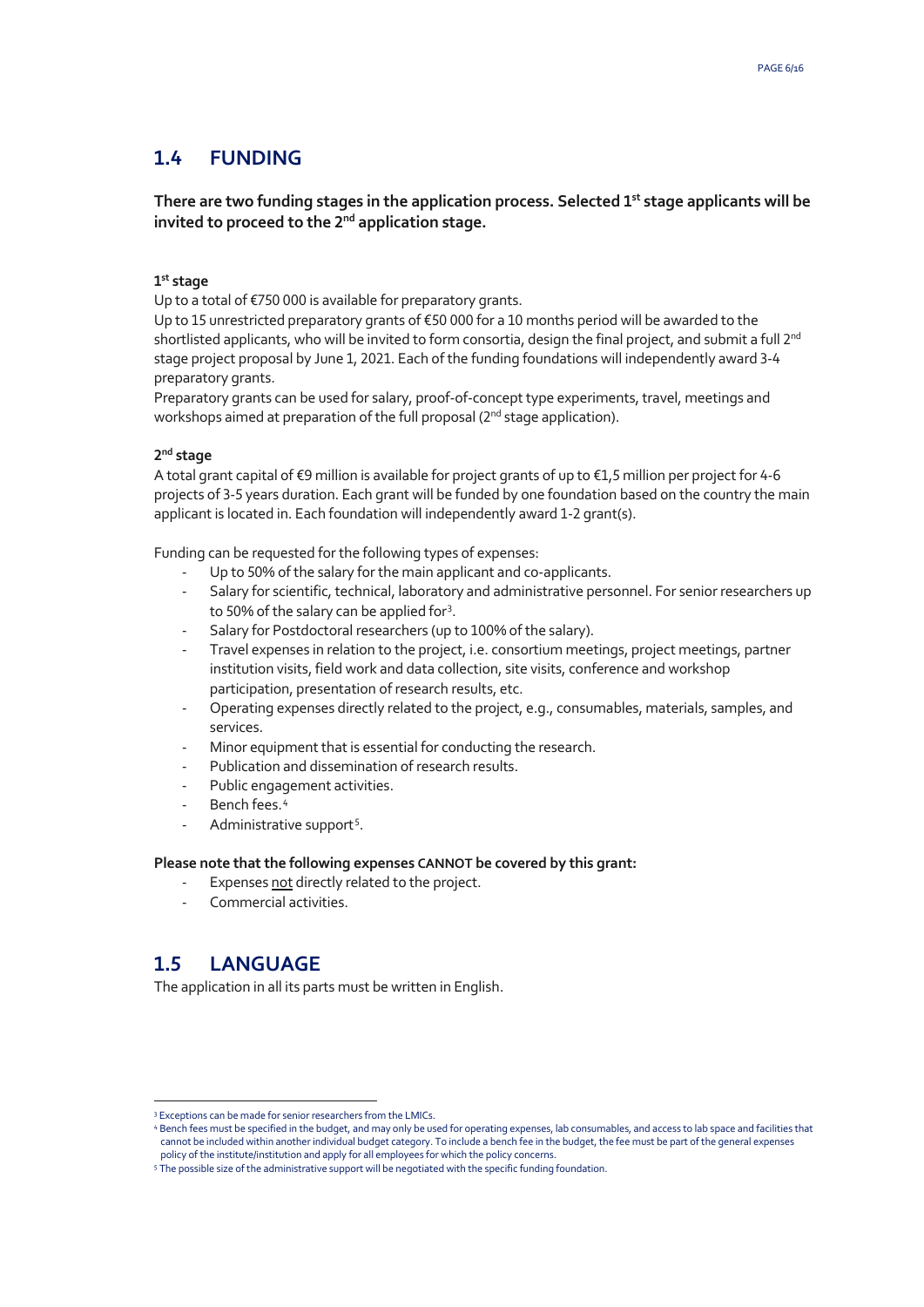## 1.4 FUNDING

**There are two funding stages in the application process. Selected 1st stage applicants will be invited to proceed to the 2nd application stage.**

**1st stage**

Up to a total of €750 000 is available for preparatory grants.

Up to 15 unrestricted preparatory grants of €50 000 for a 10 months period will be awarded to the shortlisted applicants, who will be invited to form consortia, design the final project, and submit a full 2nd stage project proposal by June 1, 2021. Each of the funding foundations will independently award 3-4 preparatory grants.

Preparatory grants can be used for salary, proof-of-concept type experiments, travel, meetings and workshops aimed at preparation of the full proposal (2nd stage application).

**2nd stage**

A total grant capital of €9 million is available for project grants of up to €1,5 million per project for 4-6 projects of 3-5 years duration. Each grant will be funded by one foundation based on the country the main applicant is located in. Each foundation will independently award 1-2 grant(s).

Funding can be requested for the following types of expenses:

- Up to 50% of the salary for the main applicant and co-applicants.
- Salary for scientific, technical, laboratory and administrative personnel. For senior researchers up to 50% of the salary can be applied for[3].
- Salary for Postdoctoral researchers (up to 100% of the salary).
- Travel expenses in relation to the project, i.e. consortium meetings, project meetings, partner institution visits, field work and data collection, site visits, conference and workshop participation, presentation of research results, etc.
- Operating expenses directly related to the project, e.g., consumables, materials, samples, and services.
- Minor equipment that is essential for conducting the research.
- Publication and dissemination of research results.
- Public engagement activities.
- Bench fees.[4]
- Administrative support[5].

**Please note that the following expenses CANNOT be covered by this grant:**

- Expenses not directly related to the project.
- Commercial activities.

## 1.5 LANGUAGE

The application in all its parts must be written in English.

---

[3] Exceptions can be made for senior researchers from the LMICs.

[4] Bench fees must be specified in the budget, and may only be used for operating expenses, lab consumables, and access to lab space and facilities that cannot be included within another individual budget category. To include a bench fee in the budget, the fee must be part of the general expenses policy of the institute/institution and apply for all employees for which the policy concerns.

[5] The possible size of the administrative support will be negotiated with the specific funding foundation.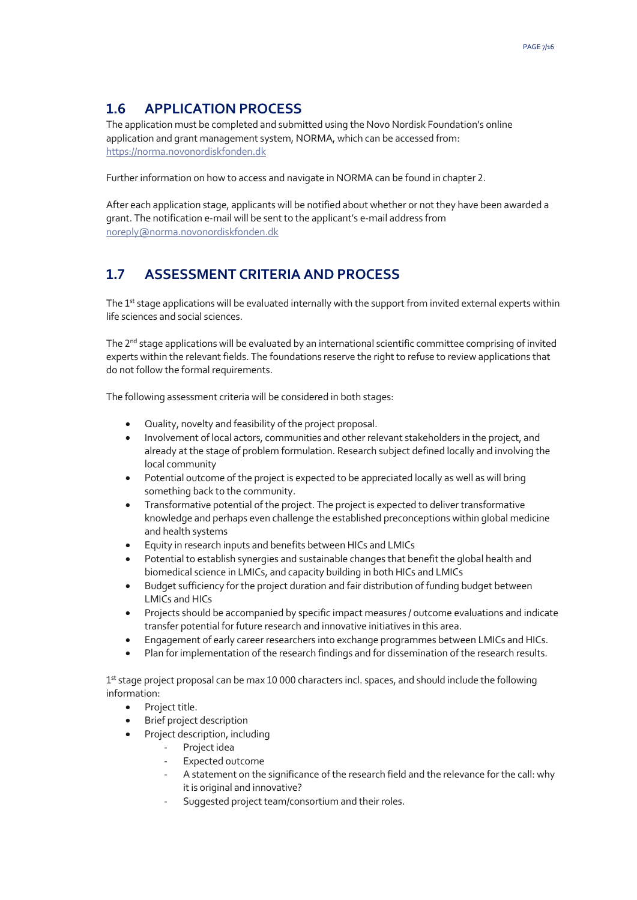## 1.6 APPLICATION PROCESS

The application must be completed and submitted using the Novo Nordisk Foundation's online application and grant management system, NORMA, which can be accessed from: https://norma.novonordiskfonden.dk

Further information on how to access and navigate in NORMA can be found in chapter 2.

After each application stage, applicants will be notified about whether or not they have been awarded a grant. The notification e-mail will be sent to the applicant's e-mail address from noreply@norma.novonordiskfonden.dk

## 1.7 ASSESSMENT CRITERIA AND PROCESS

The 1st stage applications will be evaluated internally with the support from invited external experts within life sciences and social sciences.

The 2nd stage applications will be evaluated by an international scientific committee comprising of invited experts within the relevant fields. The foundations reserve the right to refuse to review applications that do not follow the formal requirements.

The following assessment criteria will be considered in both stages:

- Quality, novelty and feasibility of the project proposal.
- Involvement of local actors, communities and other relevant stakeholders in the project, and already at the stage of problem formulation. Research subject defined locally and involving the local community
- Potential outcome of the project is expected to be appreciated locally as well as will bring something back to the community.
- Transformative potential of the project. The project is expected to deliver transformative knowledge and perhaps even challenge the established preconceptions within global medicine and health systems
- Equity in research inputs and benefits between HICs and LMICs
- Potential to establish synergies and sustainable changes that benefit the global health and biomedical science in LMICs, and capacity building in both HICs and LMICs
- Budget sufficiency for the project duration and fair distribution of funding budget between LMICs and HICs
- Projects should be accompanied by specific impact measures / outcome evaluations and indicate transfer potential for future research and innovative initiatives in this area.
- Engagement of early career researchers into exchange programmes between LMICs and HICs.
- Plan for implementation of the research findings and for dissemination of the research results.

1st stage project proposal can be max 10 000 characters incl. spaces, and should include the following information:

- Project title.
- Brief project description
- Project description, including
  - Project idea
  - Expected outcome
  - A statement on the significance of the research field and the relevance for the call: why it is original and innovative?
  - Suggested project team/consortium and their roles.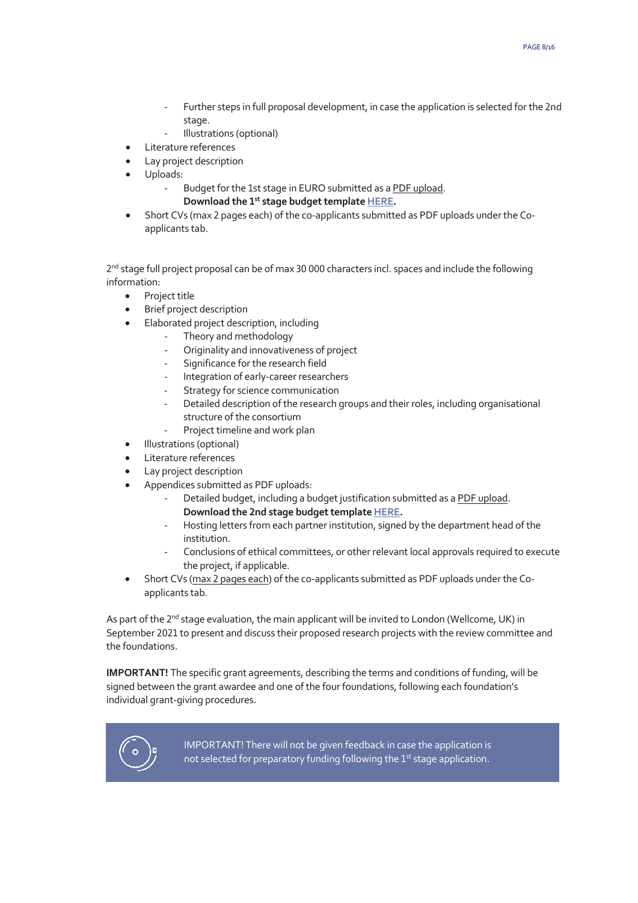- Further steps in full proposal development, in case the application is selected for the 2nd stage.
  - Illustrations (optional)
- Literature references
- Lay project description
- Uploads:
  - Budget for the 1st stage in EURO submitted as a PDF upload.
    **Download the 1st stage budget template HERE.**
- Short CVs (max 2 pages each) of the co-applicants submitted as PDF uploads under the Co-applicants tab.

2nd stage full project proposal can be of max 30 000 characters incl. spaces and include the following information:

- Project title
- Brief project description
- Elaborated project description, including
  - Theory and methodology
  - Originality and innovativeness of project
  - Significance for the research field
  - Integration of early-career researchers
  - Strategy for science communication
  - Detailed description of the research groups and their roles, including organisational structure of the consortium
  - Project timeline and work plan
- Illustrations (optional)
- Literature references
- Lay project description
- Appendices submitted as PDF uploads:
  - Detailed budget, including a budget justification submitted as a PDF upload.
    **Download the 2nd stage budget template HERE.**
  - Hosting letters from each partner institution, signed by the department head of the institution.
  - Conclusions of ethical committees, or other relevant local approvals required to execute the project, if applicable.
- Short CVs (max 2 pages each) of the co-applicants submitted as PDF uploads under the Co-applicants tab.

As part of the 2nd stage evaluation, the main applicant will be invited to London (Wellcome, UK) in September 2021 to present and discuss their proposed research projects with the review committee and the foundations.

**IMPORTANT!** The specific grant agreements, describing the terms and conditions of funding, will be signed between the grant awardee and one of the four foundations, following each foundation's individual grant-giving procedures.

IMPORTANT! There will not be given feedback in case the application is not selected for preparatory funding following the 1st stage application.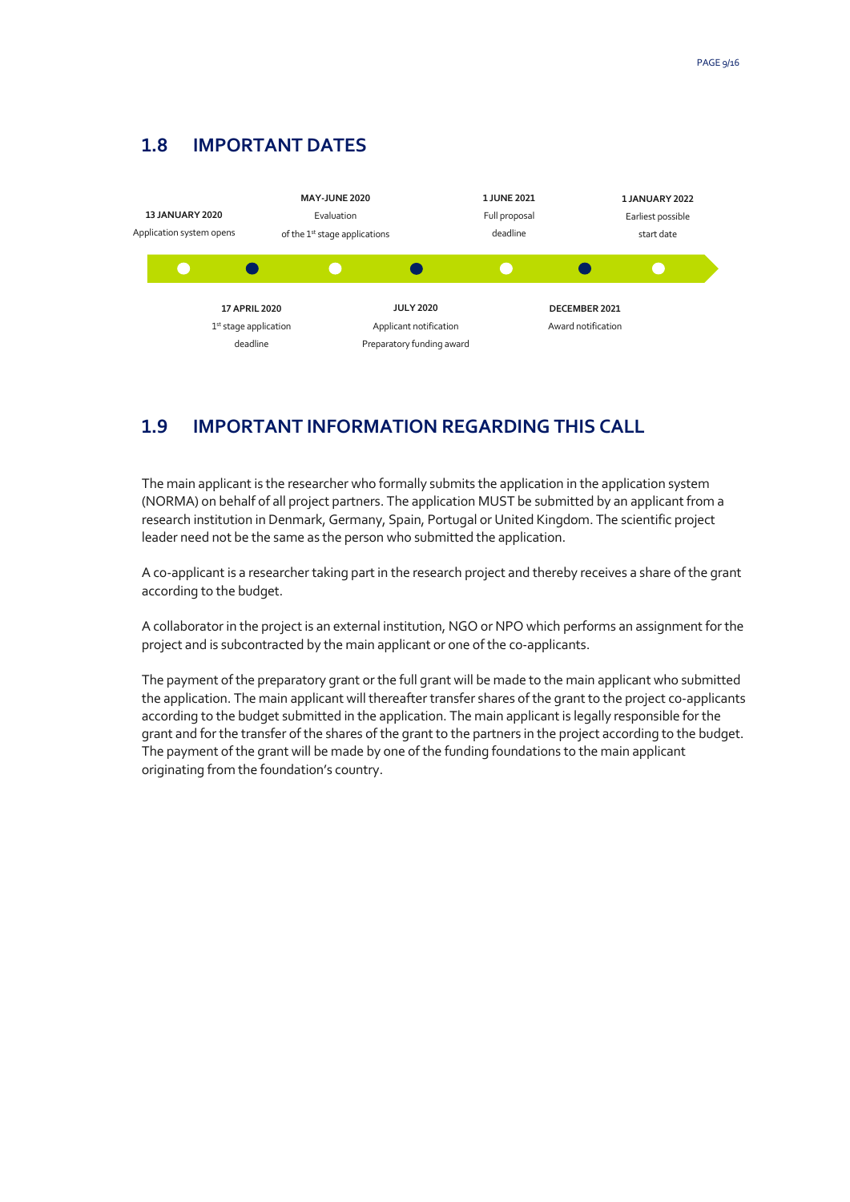## 1.8 IMPORTANT DATES

- **13 JANUARY 2020** – Application system opens
- **17 APRIL 2020** – 1st stage application deadline
- **MAY-JUNE 2020** – Evaluation of the 1st stage applications
- **JULY 2020** – Applicant notification, Preparatory funding award
- **1 JUNE 2021** – Full proposal deadline
- **DECEMBER 2021** – Award notification
- **1 JANUARY 2022** – Earliest possible start date

## 1.9 IMPORTANT INFORMATION REGARDING THIS CALL

The main applicant is the researcher who formally submits the application in the application system (NORMA) on behalf of all project partners. The application MUST be submitted by an applicant from a research institution in Denmark, Germany, Spain, Portugal or United Kingdom. The scientific project leader need not be the same as the person who submitted the application.

A co-applicant is a researcher taking part in the research project and thereby receives a share of the grant according to the budget.

A collaborator in the project is an external institution, NGO or NPO which performs an assignment for the project and is subcontracted by the main applicant or one of the co-applicants.

The payment of the preparatory grant or the full grant will be made to the main applicant who submitted the application. The main applicant will thereafter transfer shares of the grant to the project co-applicants according to the budget submitted in the application. The main applicant is legally responsible for the grant and for the transfer of the shares of the grant to the partners in the project according to the budget. The payment of the grant will be made by one of the funding foundations to the main applicant originating from the foundation's country.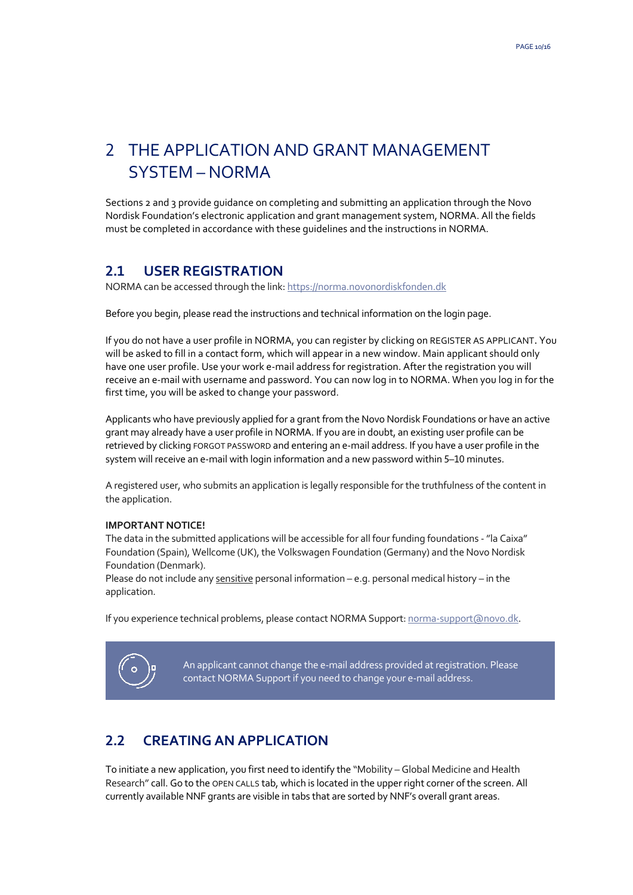# 2 THE APPLICATION AND GRANT MANAGEMENT SYSTEM – NORMA

Sections 2 and 3 provide guidance on completing and submitting an application through the Novo Nordisk Foundation's electronic application and grant management system, NORMA. All the fields must be completed in accordance with these guidelines and the instructions in NORMA.

## 2.1 USER REGISTRATION

NORMA can be accessed through the link: https://norma.novonordiskfonden.dk

Before you begin, please read the instructions and technical information on the login page.

If you do not have a user profile in NORMA, you can register by clicking on REGISTER AS APPLICANT. You will be asked to fill in a contact form, which will appear in a new window. Main applicant should only have one user profile. Use your work e-mail address for registration. After the registration you will receive an e-mail with username and password. You can now log in to NORMA. When you log in for the first time, you will be asked to change your password.

Applicants who have previously applied for a grant from the Novo Nordisk Foundations or have an active grant may already have a user profile in NORMA. If you are in doubt, an existing user profile can be retrieved by clicking FORGOT PASSWORD and entering an e-mail address. If you have a user profile in the system will receive an e-mail with login information and a new password within 5–10 minutes.

A registered user, who submits an application is legally responsible for the truthfulness of the content in the application.

**IMPORTANT NOTICE!**
The data in the submitted applications will be accessible for all four funding foundations - "la Caixa" Foundation (Spain), Wellcome (UK), the Volkswagen Foundation (Germany) and the Novo Nordisk Foundation (Denmark).
Please do not include any <u>sensitive</u> personal information – e.g. personal medical history – in the application.

If you experience technical problems, please contact NORMA Support: norma-support@novo.dk.

> An applicant cannot change the e-mail address provided at registration. Please contact NORMA Support if you need to change your e-mail address.

## 2.2 CREATING AN APPLICATION

To initiate a new application, you first need to identify the "Mobility – Global Medicine and Health Research" call. Go to the OPEN CALLS tab, which is located in the upper right corner of the screen. All currently available NNF grants are visible in tabs that are sorted by NNF's overall grant areas.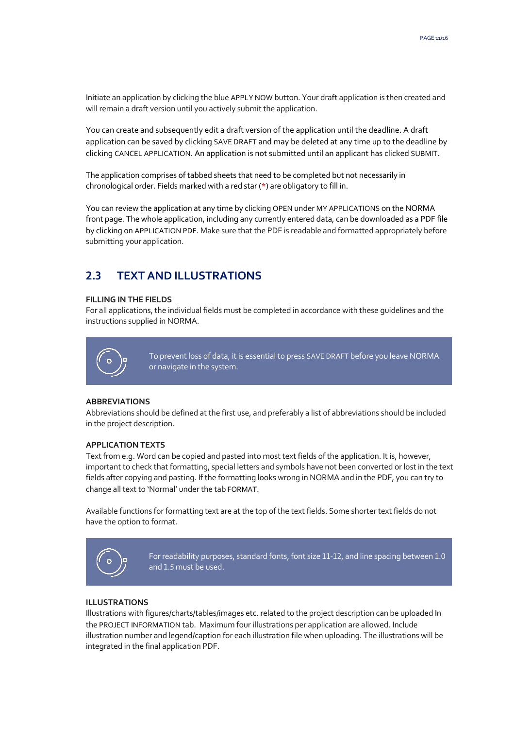Initiate an application by clicking the blue APPLY NOW button. Your draft application is then created and will remain a draft version until you actively submit the application.

You can create and subsequently edit a draft version of the application until the deadline. A draft application can be saved by clicking SAVE DRAFT and may be deleted at any time up to the deadline by clicking CANCEL APPLICATION. An application is not submitted until an applicant has clicked SUBMIT.

The application comprises of tabbed sheets that need to be completed but not necessarily in chronological order. Fields marked with a red star (*) are obligatory to fill in.

You can review the application at any time by clicking OPEN under MY APPLICATIONS on the NORMA front page. The whole application, including any currently entered data, can be downloaded as a PDF file by clicking on APPLICATION PDF. Make sure that the PDF is readable and formatted appropriately before submitting your application.

## 2.3 TEXT AND ILLUSTRATIONS

**FILLING IN THE FIELDS**

For all applications, the individual fields must be completed in accordance with these guidelines and the instructions supplied in NORMA.

> To prevent loss of data, it is essential to press SAVE DRAFT before you leave NORMA or navigate in the system.

**ABBREVIATIONS**

Abbreviations should be defined at the first use, and preferably a list of abbreviations should be included in the project description.

**APPLICATION TEXTS**

Text from e.g. Word can be copied and pasted into most text fields of the application. It is, however, important to check that formatting, special letters and symbols have not been converted or lost in the text fields after copying and pasting. If the formatting looks wrong in NORMA and in the PDF, you can try to change all text to 'Normal' under the tab FORMAT.

Available functions for formatting text are at the top of the text fields. Some shorter text fields do not have the option to format.

> For readability purposes, standard fonts, font size 11-12, and line spacing between 1.0 and 1.5 must be used.

**ILLUSTRATIONS**

Illustrations with figures/charts/tables/images etc. related to the project description can be uploaded In the PROJECT INFORMATION tab. Maximum four illustrations per application are allowed. Include illustration number and legend/caption for each illustration file when uploading. The illustrations will be integrated in the final application PDF.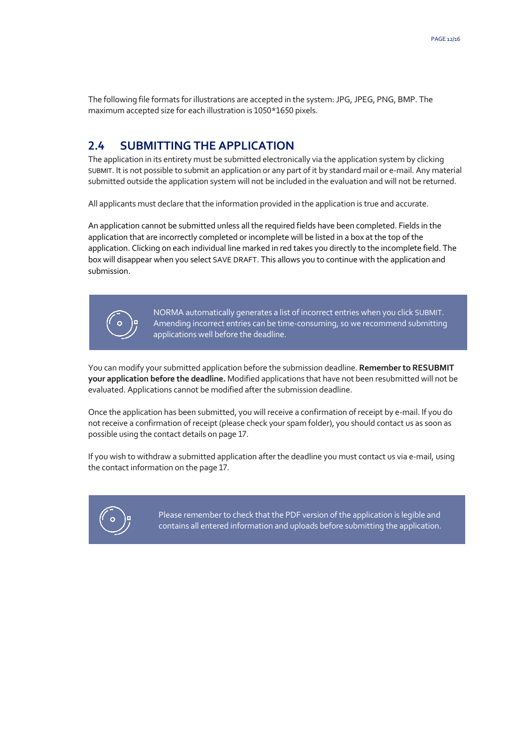The following file formats for illustrations are accepted in the system: JPG, JPEG, PNG, BMP. The maximum accepted size for each illustration is 1050*1650 pixels.

## 2.4 SUBMITTING THE APPLICATION

The application in its entirety must be submitted electronically via the application system by clicking SUBMIT. It is not possible to submit an application or any part of it by standard mail or e-mail. Any material submitted outside the application system will not be included in the evaluation and will not be returned.

All applicants must declare that the information provided in the application is true and accurate.

An application cannot be submitted unless all the required fields have been completed. Fields in the application that are incorrectly completed or incomplete will be listed in a box at the top of the application. Clicking on each individual line marked in red takes you directly to the incomplete field. The box will disappear when you select SAVE DRAFT. This allows you to continue with the application and submission.

> NORMA automatically generates a list of incorrect entries when you click SUBMIT. Amending incorrect entries can be time-consuming, so we recommend submitting applications well before the deadline.

You can modify your submitted application before the submission deadline. **Remember to RESUBMIT your application before the deadline.** Modified applications that have not been resubmitted will not be evaluated. Applications cannot be modified after the submission deadline.

Once the application has been submitted, you will receive a confirmation of receipt by e-mail. If you do not receive a confirmation of receipt (please check your spam folder), you should contact us as soon as possible using the contact details on page 17.

If you wish to withdraw a submitted application after the deadline you must contact us via e-mail, using the contact information on the page 17.

> Please remember to check that the PDF version of the application is legible and contains all entered information and uploads before submitting the application.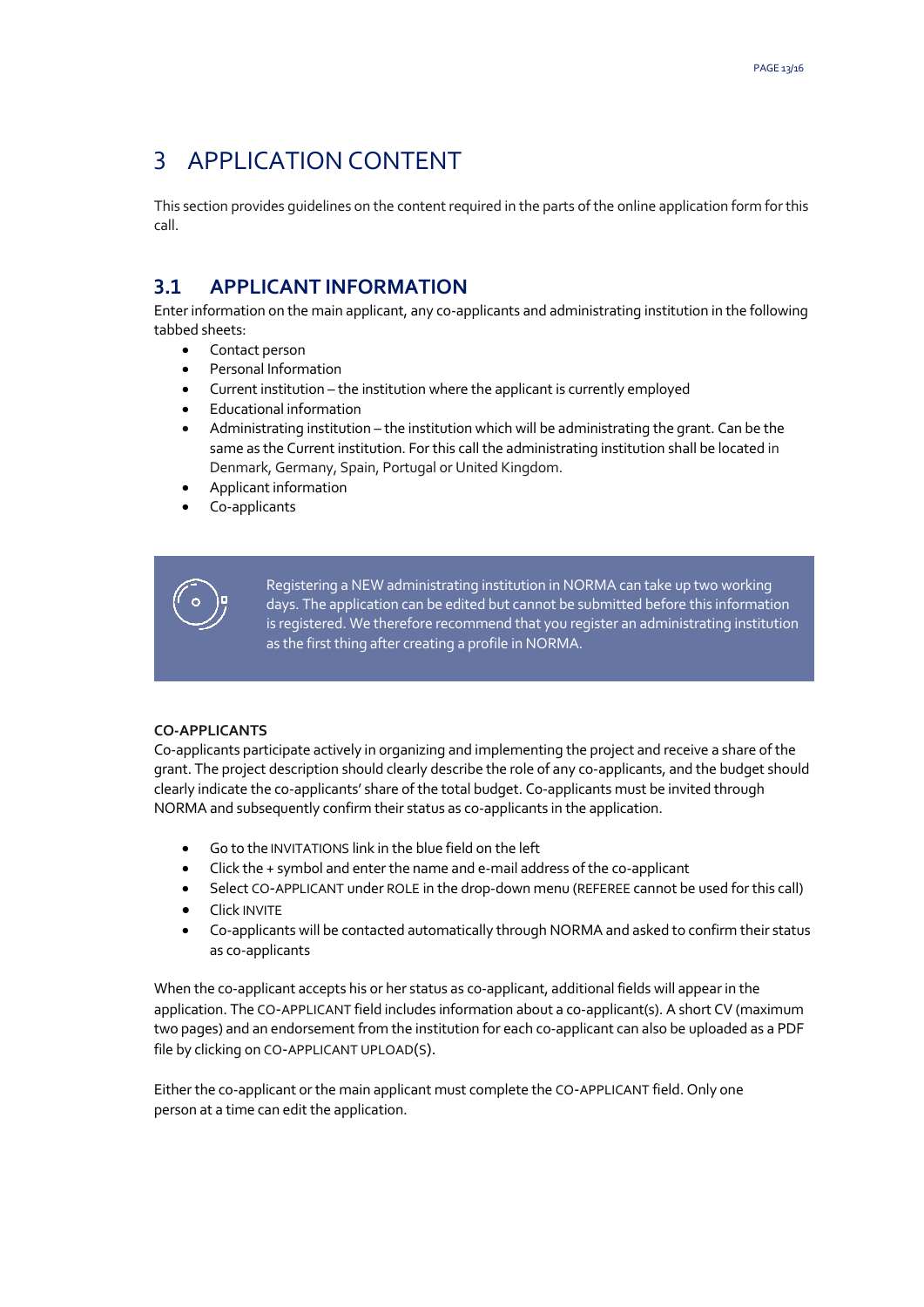# 3 APPLICATION CONTENT

This section provides guidelines on the content required in the parts of the online application form for this call.

## 3.1 APPLICANT INFORMATION

Enter information on the main applicant, any co-applicants and administrating institution in the following tabbed sheets:

- Contact person
- Personal Information
- Current institution – the institution where the applicant is currently employed
- Educational information
- Administrating institution – the institution which will be administrating the grant. Can be the same as the Current institution. For this call the administrating institution shall be located in Denmark, Germany, Spain, Portugal or United Kingdom.
- Applicant information
- Co-applicants

> Registering a NEW administrating institution in NORMA can take up two working days. The application can be edited but cannot be submitted before this information is registered. We therefore recommend that you register an administrating institution as the first thing after creating a profile in NORMA.

**CO-APPLICANTS**

Co-applicants participate actively in organizing and implementing the project and receive a share of the grant. The project description should clearly describe the role of any co-applicants, and the budget should clearly indicate the co-applicants' share of the total budget. Co-applicants must be invited through NORMA and subsequently confirm their status as co-applicants in the application.

- Go to the INVITATIONS link in the blue field on the left
- Click the + symbol and enter the name and e-mail address of the co-applicant
- Select CO-APPLICANT under ROLE in the drop-down menu (REFEREE cannot be used for this call)
- Click INVITE
- Co-applicants will be contacted automatically through NORMA and asked to confirm their status as co-applicants

When the co-applicant accepts his or her status as co-applicant, additional fields will appear in the application. The CO-APPLICANT field includes information about a co-applicant(s). A short CV (maximum two pages) and an endorsement from the institution for each co-applicant can also be uploaded as a PDF file by clicking on CO-APPLICANT UPLOAD(S).

Either the co-applicant or the main applicant must complete the CO-APPLICANT field. Only one person at a time can edit the application.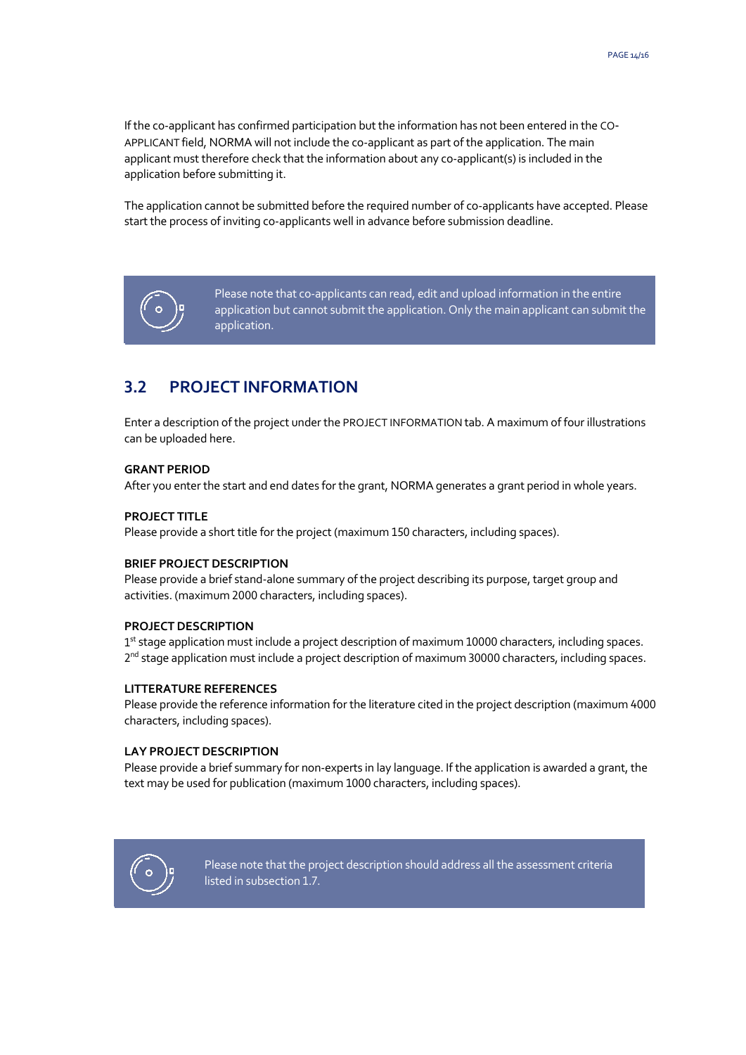If the co-applicant has confirmed participation but the information has not been entered in the CO-APPLICANT field, NORMA will not include the co-applicant as part of the application. The main applicant must therefore check that the information about any co-applicant(s) is included in the application before submitting it.

The application cannot be submitted before the required number of co-applicants have accepted. Please start the process of inviting co-applicants well in advance before submission deadline.

> Please note that co-applicants can read, edit and upload information in the entire application but cannot submit the application. Only the main applicant can submit the application.

## 3.2 PROJECT INFORMATION

Enter a description of the project under the PROJECT INFORMATION tab. A maximum of four illustrations can be uploaded here.

**GRANT PERIOD**
After you enter the start and end dates for the grant, NORMA generates a grant period in whole years.

**PROJECT TITLE**
Please provide a short title for the project (maximum 150 characters, including spaces).

**BRIEF PROJECT DESCRIPTION**
Please provide a brief stand-alone summary of the project describing its purpose, target group and activities. (maximum 2000 characters, including spaces).

**PROJECT DESCRIPTION**
1st stage application must include a project description of maximum 10000 characters, including spaces.
2nd stage application must include a project description of maximum 30000 characters, including spaces.

**LITTERATURE REFERENCES**
Please provide the reference information for the literature cited in the project description (maximum 4000 characters, including spaces).

**LAY PROJECT DESCRIPTION**
Please provide a brief summary for non-experts in lay language. If the application is awarded a grant, the text may be used for publication (maximum 1000 characters, including spaces).

> Please note that the project description should address all the assessment criteria listed in subsection 1.7.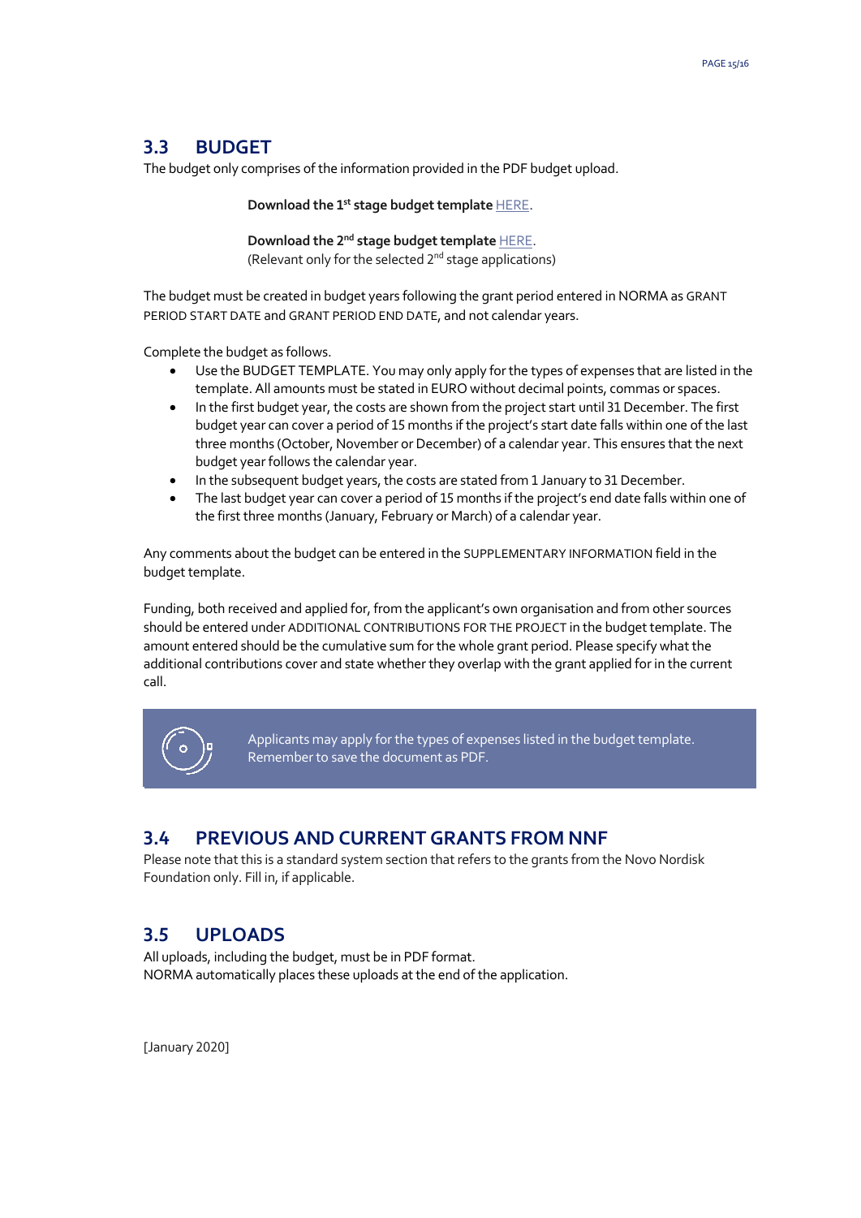## 3.3 BUDGET

The budget only comprises of the information provided in the PDF budget upload.

**Download the 1st stage budget template** HERE.

**Download the 2nd stage budget template** HERE.
(Relevant only for the selected 2nd stage applications)

The budget must be created in budget years following the grant period entered in NORMA as GRANT PERIOD START DATE and GRANT PERIOD END DATE, and not calendar years.

Complete the budget as follows.

- Use the BUDGET TEMPLATE. You may only apply for the types of expenses that are listed in the template. All amounts must be stated in EURO without decimal points, commas or spaces.
- In the first budget year, the costs are shown from the project start until 31 December. The first budget year can cover a period of 15 months if the project's start date falls within one of the last three months (October, November or December) of a calendar year. This ensures that the next budget year follows the calendar year.
- In the subsequent budget years, the costs are stated from 1 January to 31 December.
- The last budget year can cover a period of 15 months if the project's end date falls within one of the first three months (January, February or March) of a calendar year.

Any comments about the budget can be entered in the SUPPLEMENTARY INFORMATION field in the budget template.

Funding, both received and applied for, from the applicant's own organisation and from other sources should be entered under ADDITIONAL CONTRIBUTIONS FOR THE PROJECT in the budget template. The amount entered should be the cumulative sum for the whole grant period. Please specify what the additional contributions cover and state whether they overlap with the grant applied for in the current call.

> Applicants may apply for the types of expenses listed in the budget template.
> Remember to save the document as PDF.

## 3.4 PREVIOUS AND CURRENT GRANTS FROM NNF

Please note that this is a standard system section that refers to the grants from the Novo Nordisk Foundation only. Fill in, if applicable.

## 3.5 UPLOADS

All uploads, including the budget, must be in PDF format.
NORMA automatically places these uploads at the end of the application.

[January 2020]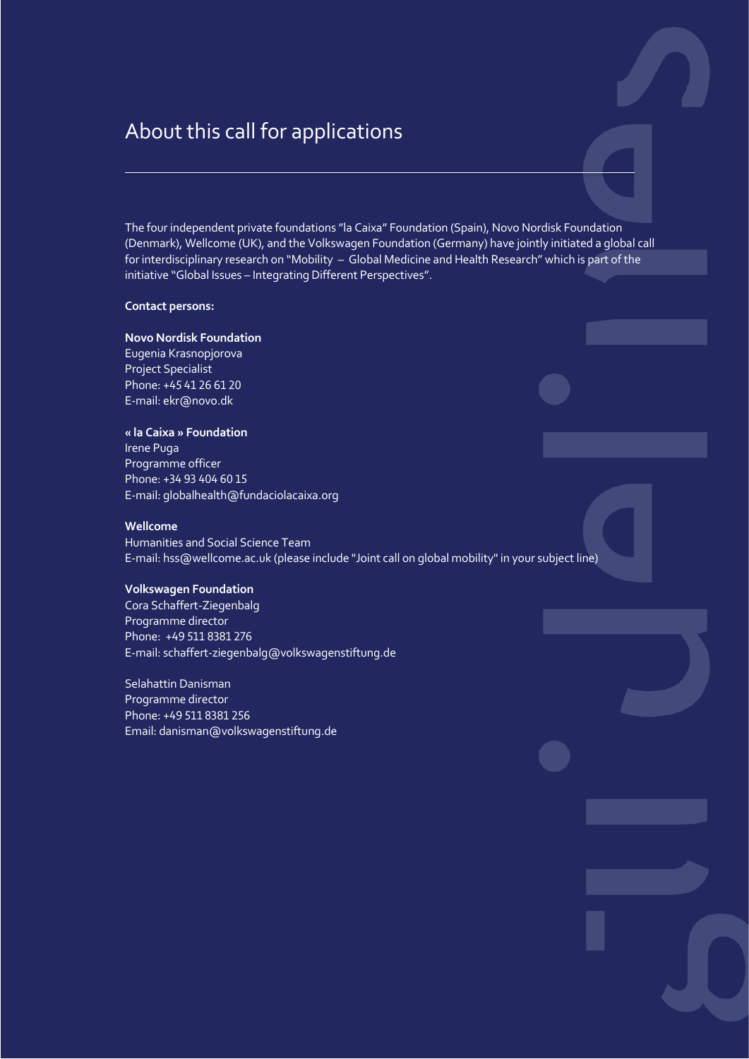# About this call for applications

The four independent private foundations "la Caixa" Foundation (Spain), Novo Nordisk Foundation (Denmark), Wellcome (UK), and the Volkswagen Foundation (Germany) have jointly initiated a global call for interdisciplinary research on "Mobility – Global Medicine and Health Research" which is part of the initiative "Global Issues – Integrating Different Perspectives".

**Contact persons:**

**Novo Nordisk Foundation**
Eugenia Krasnopjorova
Project Specialist
Phone: +45 41 26 61 20
E-mail: ekr@novo.dk

**« la Caixa » Foundation**
Irene Puga
Programme officer
Phone: +34 93 404 60 15
E-mail: globalhealth@fundaciolacaixa.org

**Wellcome**
Humanities and Social Science Team
E-mail: hss@wellcome.ac.uk (please include "Joint call on global mobility" in your subject line)

**Volkswagen Foundation**
Cora Schaffert-Ziegenbalg
Programme director
Phone: +49 511 8381 276
E-mail: schaffert-ziegenbalg@volkswagenstiftung.de

Selahattin Danisman
Programme director
Phone: +49 511 8381 256
Email: danisman@volkswagenstiftung.de